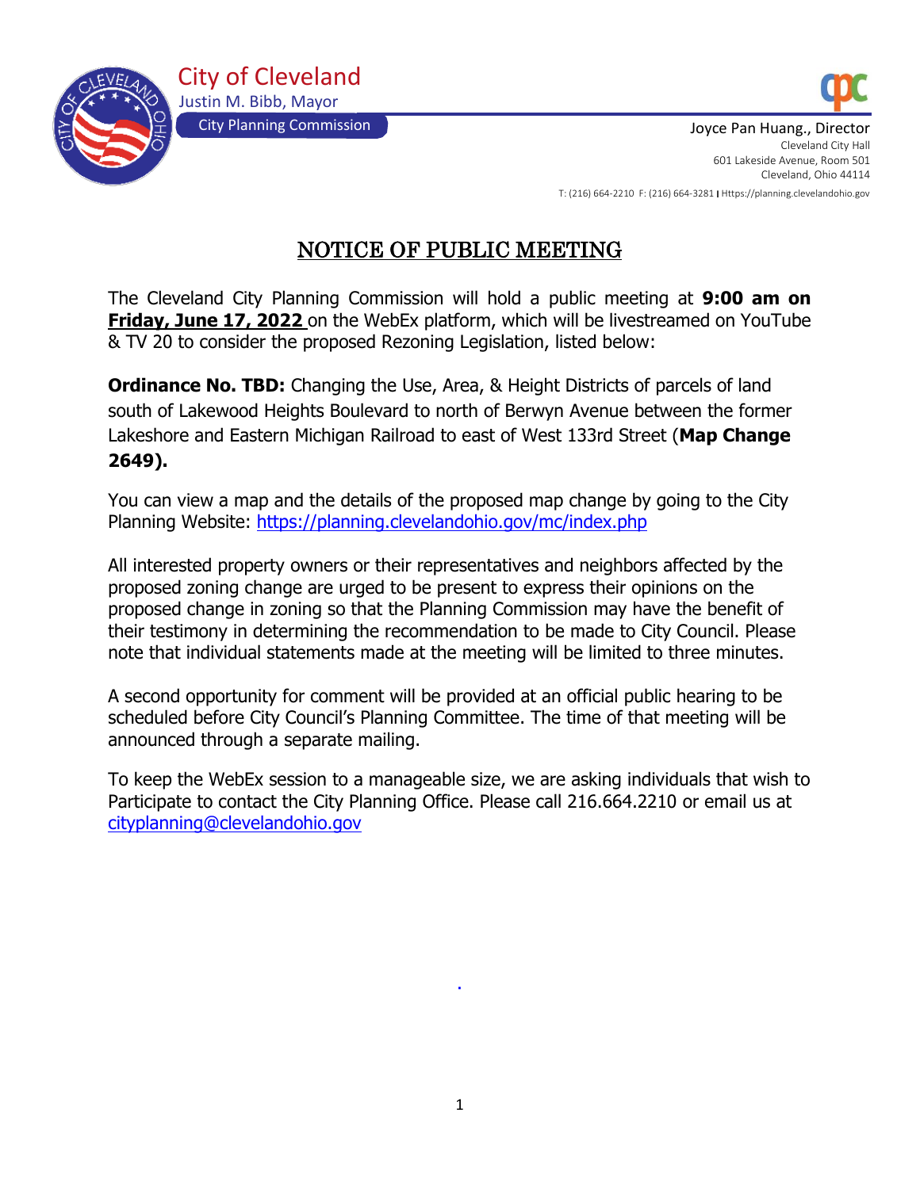City of Cleveland
Justin M. Bibb, Mayor
City Planning Commission

Joyce Pan Huang., Director
Cleveland City Hall
601 Lakeside Avenue, Room 501
Cleveland, Ohio 44114
T: (216) 664-2210 F: (216) 664-3281 | Https://planning.clevelandohio.gov

# NOTICE OF PUBLIC MEETING

The Cleveland City Planning Commission will hold a public meeting at **9:00 am on Friday, June 17, 2022** on the WebEx platform, which will be livestreamed on YouTube & TV 20 to consider the proposed Rezoning Legislation, listed below:

**Ordinance No. TBD:** Changing the Use, Area, & Height Districts of parcels of land south of Lakewood Heights Boulevard to north of Berwyn Avenue between the former Lakeshore and Eastern Michigan Railroad to east of West 133rd Street (**Map Change 2649).**

You can view a map and the details of the proposed map change by going to the City Planning Website: https://planning.clevelandohio.gov/mc/index.php

All interested property owners or their representatives and neighbors affected by the proposed zoning change are urged to be present to express their opinions on the proposed change in zoning so that the Planning Commission may have the benefit of their testimony in determining the recommendation to be made to City Council. Please note that individual statements made at the meeting will be limited to three minutes.

A second opportunity for comment will be provided at an official public hearing to be scheduled before City Council's Planning Committee. The time of that meeting will be announced through a separate mailing.

To keep the WebEx session to a manageable size, we are asking individuals that wish to Participate to contact the City Planning Office. Please call 216.664.2210 or email us at cityplanning@clevelandohio.gov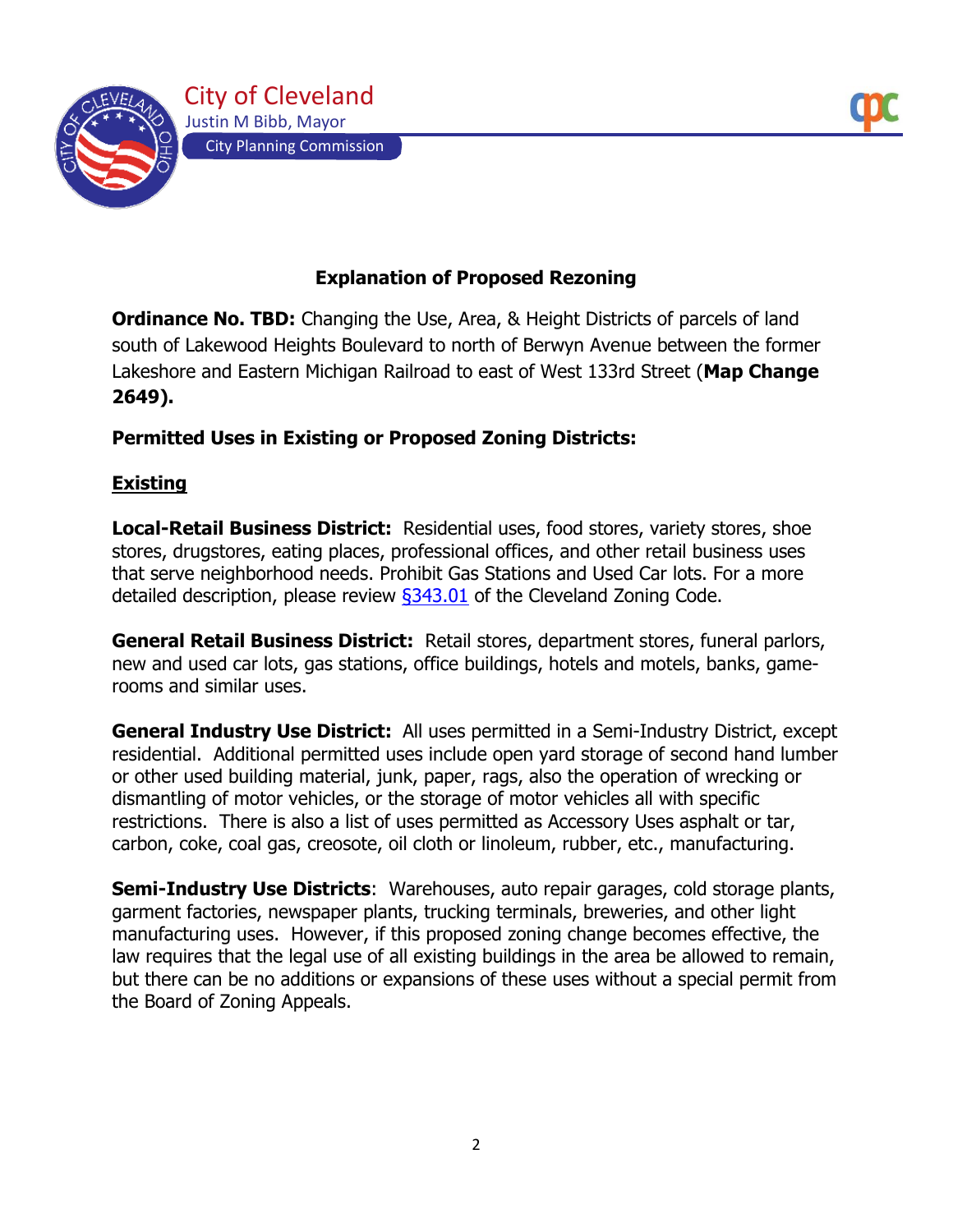City of Cleveland

Justin M Bibb, Mayor

City Planning Commission

## Explanation of Proposed Rezoning

**Ordinance No. TBD:** Changing the Use, Area, & Height Districts of parcels of land south of Lakewood Heights Boulevard to north of Berwyn Avenue between the former Lakeshore and Eastern Michigan Railroad to east of West 133rd Street (**Map Change 2649).**

**Permitted Uses in Existing or Proposed Zoning Districts:**

**<u>Existing</u>**

**Local-Retail Business District:** Residential uses, food stores, variety stores, shoe stores, drugstores, eating places, professional offices, and other retail business uses that serve neighborhood needs. Prohibit Gas Stations and Used Car lots. For a more detailed description, please review §343.01 of the Cleveland Zoning Code.

**General Retail Business District:** Retail stores, department stores, funeral parlors, new and used car lots, gas stations, office buildings, hotels and motels, banks, game-rooms and similar uses.

**General Industry Use District:** All uses permitted in a Semi-Industry District, except residential. Additional permitted uses include open yard storage of second hand lumber or other used building material, junk, paper, rags, also the operation of wrecking or dismantling of motor vehicles, or the storage of motor vehicles all with specific restrictions. There is also a list of uses permitted as Accessory Uses asphalt or tar, carbon, coke, coal gas, creosote, oil cloth or linoleum, rubber, etc., manufacturing.

**Semi-Industry Use Districts**: Warehouses, auto repair garages, cold storage plants, garment factories, newspaper plants, trucking terminals, breweries, and other light manufacturing uses. However, if this proposed zoning change becomes effective, the law requires that the legal use of all existing buildings in the area be allowed to remain, but there can be no additions or expansions of these uses without a special permit from the Board of Zoning Appeals.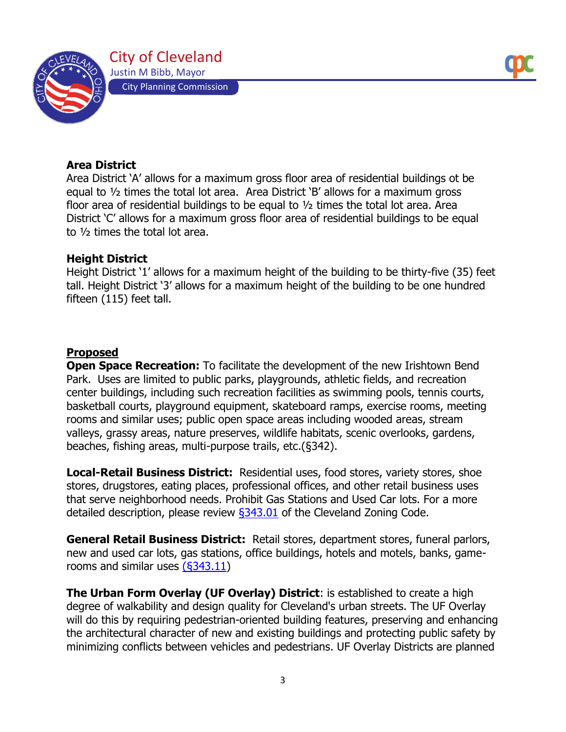**Area District**
Area District 'A' allows for a maximum gross floor area of residential buildings ot be equal to ½ times the total lot area. Area District 'B' allows for a maximum gross floor area of residential buildings to be equal to ½ times the total lot area. Area District 'C' allows for a maximum gross floor area of residential buildings to be equal to ½ times the total lot area.

**Height District**
Height District '1' allows for a maximum height of the building to be thirty-five (35) feet tall. Height District '3' allows for a maximum height of the building to be one hundred fifteen (115) feet tall.

**Proposed**
**Open Space Recreation:** To facilitate the development of the new Irishtown Bend Park. Uses are limited to public parks, playgrounds, athletic fields, and recreation center buildings, including such recreation facilities as swimming pools, tennis courts, basketball courts, playground equipment, skateboard ramps, exercise rooms, meeting rooms and similar uses; public open space areas including wooded areas, stream valleys, grassy areas, nature preserves, wildlife habitats, scenic overlooks, gardens, beaches, fishing areas, multi-purpose trails, etc.(§342).

**Local-Retail Business District:** Residential uses, food stores, variety stores, shoe stores, drugstores, eating places, professional offices, and other retail business uses that serve neighborhood needs. Prohibit Gas Stations and Used Car lots. For a more detailed description, please review §343.01 of the Cleveland Zoning Code.

**General Retail Business District:** Retail stores, department stores, funeral parlors, new and used car lots, gas stations, office buildings, hotels and motels, banks, game-rooms and similar uses (§343.11)

**The Urban Form Overlay (UF Overlay) District**: is established to create a high degree of walkability and design quality for Cleveland's urban streets. The UF Overlay will do this by requiring pedestrian-oriented building features, preserving and enhancing the architectural character of new and existing buildings and protecting public safety by minimizing conflicts between vehicles and pedestrians. UF Overlay Districts are planned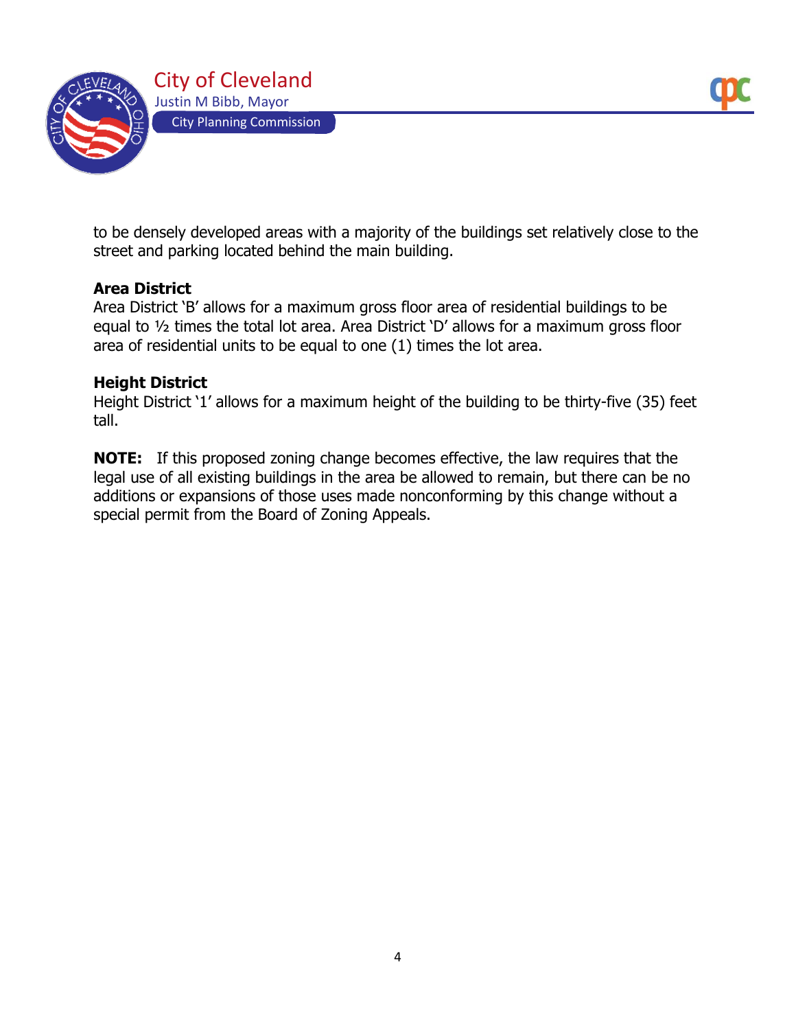to be densely developed areas with a majority of the buildings set relatively close to the street and parking located behind the main building.

**Area District**
Area District 'B' allows for a maximum gross floor area of residential buildings to be equal to ½ times the total lot area. Area District 'D' allows for a maximum gross floor area of residential units to be equal to one (1) times the lot area.

**Height District**
Height District '1' allows for a maximum height of the building to be thirty-five (35) feet tall.

**NOTE:** If this proposed zoning change becomes effective, the law requires that the legal use of all existing buildings in the area be allowed to remain, but there can be no additions or expansions of those uses made nonconforming by this change without a special permit from the Board of Zoning Appeals.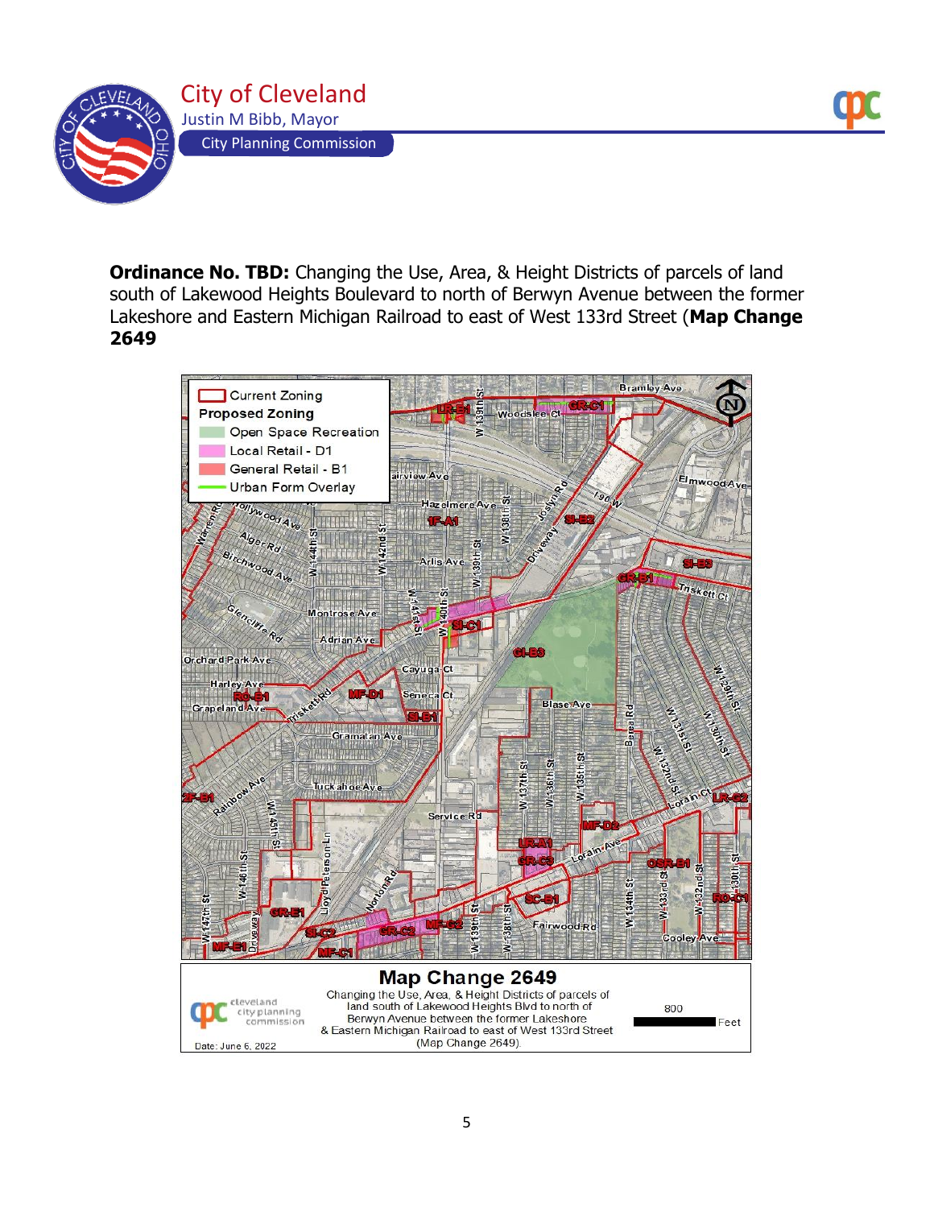City of Cleveland

Justin M Bibb, Mayor

City Planning Commission

**Ordinance No. TBD:** Changing the Use, Area, & Height Districts of parcels of land south of Lakewood Heights Boulevard to north of Berwyn Avenue between the former Lakeshore and Eastern Michigan Railroad to east of West 133rd Street (**Map Change 2649**

Current Zoning

Proposed Zoning

Open Space Recreation

Local Retail - D1

General Retail - B1

Urban Form Overlay

**Map Change 2649**

Changing the Use, Area, & Height Districts of parcels of land south of Lakewood Heights Blvd to north of Berwyn Avenue between the former Lakeshore & Eastern Michigan Railroad to east of West 133rd Street (Map Change 2649).

cleveland city planning commission

Date: June 6, 2022

800 Feet